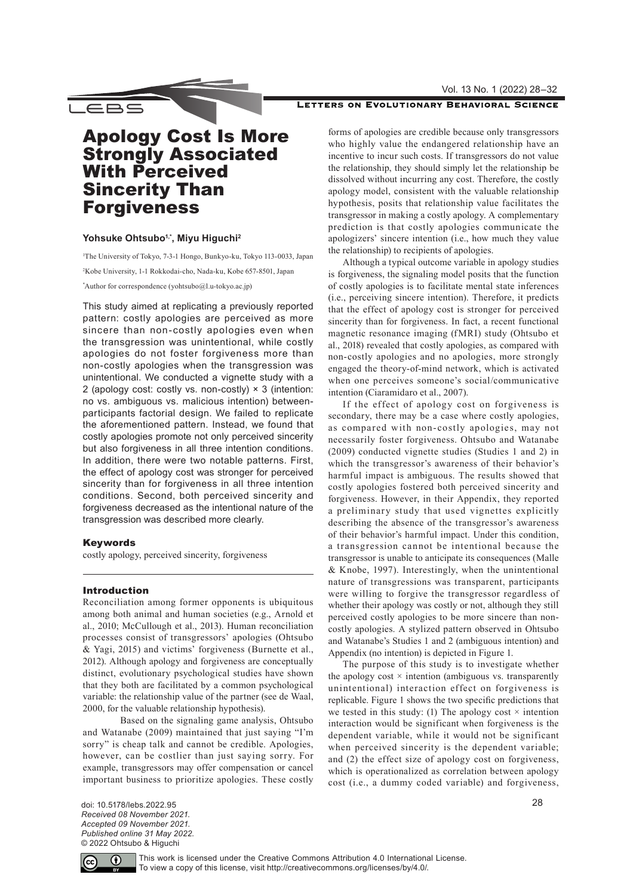# Apology Cost Is More Strongly Associated With Perceived Sincerity Than Forgiveness

**Yohsuke Ohtsubo[1,*], Miyu Higuchi[2]**

[1]The University of Tokyo, 7-3-1 Hongo, Bunkyo-ku, Tokyo 113-0033, Japan

[2]Kobe University, 1-1 Rokkodai-cho, Nada-ku, Kobe 657-8501, Japan

[*]Author for correspondence (yohtsubo@l.u-tokyo.ac.jp)

This study aimed at replicating a previously reported pattern: costly apologies are perceived as more sincere than non-costly apologies even when the transgression was unintentional, while costly apologies do not foster forgiveness more than non-costly apologies when the transgression was unintentional. We conducted a vignette study with a 2 (apology cost: costly vs. non-costly) × 3 (intention: no vs. ambiguous vs. malicious intention) between-participants factorial design. We failed to replicate the aforementioned pattern. Instead, we found that costly apologies promote not only perceived sincerity but also forgiveness in all three intention conditions. In addition, there were two notable patterns. First, the effect of apology cost was stronger for perceived sincerity than for forgiveness in all three intention conditions. Second, both perceived sincerity and forgiveness decreased as the intentional nature of the transgression was described more clearly.

## Keywords

costly apology, perceived sincerity, forgiveness

## Introduction

Reconciliation among former opponents is ubiquitous among both animal and human societies (e.g., Arnold et al., 2010; McCullough et al., 2013). Human reconciliation processes consist of transgressors' apologies (Ohtsubo & Yagi, 2015) and victims' forgiveness (Burnette et al., 2012). Although apology and forgiveness are conceptually distinct, evolutionary psychological studies have shown that they both are facilitated by a common psychological variable: the relationship value of the partner (see de Waal, 2000, for the valuable relationship hypothesis).

Based on the signaling game analysis, Ohtsubo and Watanabe (2009) maintained that just saying "I'm sorry" is cheap talk and cannot be credible. Apologies, however, can be costlier than just saying sorry. For example, transgressors may offer compensation or cancel important business to prioritize apologies. These costly forms of apologies are credible because only transgressors who highly value the endangered relationship have an incentive to incur such costs. If transgressors do not value the relationship, they should simply let the relationship be dissolved without incurring any cost. Therefore, the costly apology model, consistent with the valuable relationship hypothesis, posits that relationship value facilitates the transgressor in making a costly apology. A complementary prediction is that costly apologies communicate the apologizers' sincere intention (i.e., how much they value the relationship) to recipients of apologies.

Although a typical outcome variable in apology studies is forgiveness, the signaling model posits that the function of costly apologies is to facilitate mental state inferences (i.e., perceiving sincere intention). Therefore, it predicts that the effect of apology cost is stronger for perceived sincerity than for forgiveness. In fact, a recent functional magnetic resonance imaging (fMRI) study (Ohtsubo et al., 2018) revealed that costly apologies, as compared with non-costly apologies and no apologies, more strongly engaged the theory-of-mind network, which is activated when one perceives someone's social/communicative intention (Ciaramidaro et al., 2007).

If the effect of apology cost on forgiveness is secondary, there may be a case where costly apologies, as compared with non-costly apologies, may not necessarily foster forgiveness. Ohtsubo and Watanabe (2009) conducted vignette studies (Studies 1 and 2) in which the transgressor's awareness of their behavior's harmful impact is ambiguous. The results showed that costly apologies fostered both perceived sincerity and forgiveness. However, in their Appendix, they reported a preliminary study that used vignettes explicitly describing the absence of the transgressor's awareness of their behavior's harmful impact. Under this condition, a transgression cannot be intentional because the transgressor is unable to anticipate its consequences (Malle & Knobe, 1997). Interestingly, when the unintentional nature of transgressions was transparent, participants were willing to forgive the transgressor regardless of whether their apology was costly or not, although they still perceived costly apologies to be more sincere than non-costly apologies. A stylized pattern observed in Ohtsubo and Watanabe's Studies 1 and 2 (ambiguous intention) and Appendix (no intention) is depicted in Figure 1.

The purpose of this study is to investigate whether the apology cost × intention (ambiguous vs. transparently unintentional) interaction effect on forgiveness is replicable. Figure 1 shows the two specific predictions that we tested in this study: (1) The apology cost × intention interaction would be significant when forgiveness is the dependent variable, while it would not be significant when perceived sincerity is the dependent variable; and (2) the effect size of apology cost on forgiveness, which is operationalized as correlation between apology cost (i.e., a dummy coded variable) and forgiveness,

doi: 10.5178/lebs.2022.95
*Received 08 November 2021.*
*Accepted 09 November 2021.*
*Published online 31 May 2022.*
© 2022 Ohtsubo & Higuchi

This work is licensed under the Creative Commons Attribution 4.0 International License. To view a copy of this license, visit http://creativecommons.org/licenses/by/4.0/.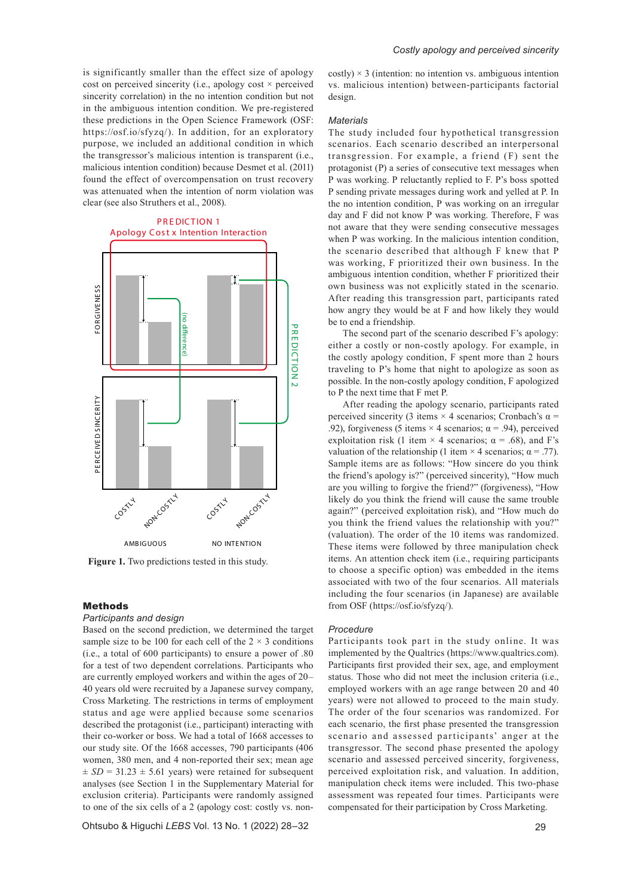is significantly smaller than the effect size of apology cost on perceived sincerity (i.e., apology cost × perceived sincerity correlation) in the no intention condition but not in the ambiguous intention condition. We pre-registered these predictions in the Open Science Framework (OSF: https://osf.io/sfyzq/). In addition, for an exploratory purpose, we included an additional condition in which the transgressor's malicious intention is transparent (i.e., malicious intention condition) because Desmet et al. (2011) found the effect of overcompensation on trust recovery was attenuated when the intention of norm violation was clear (see also Struthers et al., 2008).

**Figure 1.** Two predictions tested in this study.

## Methods

### *Participants and design*

Based on the second prediction, we determined the target sample size to be 100 for each cell of the 2 × 3 conditions (i.e., a total of 600 participants) to ensure a power of .80 for a test of two dependent correlations. Participants who are currently employed workers and within the ages of 20–40 years old were recruited by a Japanese survey company, Cross Marketing. The restrictions in terms of employment status and age were applied because some scenarios described the protagonist (i.e., participant) interacting with their co-worker or boss. We had a total of 1668 accesses to our study site. Of the 1668 accesses, 790 participants (406 women, 380 men, and 4 non-reported their sex; mean age ± $SD$ = 31.23 ± 5.61 years) were retained for subsequent analyses (see Section 1 in the Supplementary Material for exclusion criteria). Participants were randomly assigned to one of the six cells of a 2 (apology cost: costly vs. non-costly) × 3 (intention: no intention vs. ambiguous intention vs. malicious intention) between-participants factorial design.

### *Materials*

The study included four hypothetical transgression scenarios. Each scenario described an interpersonal transgression. For example, a friend (F) sent the protagonist (P) a series of consecutive text messages when P was working. P reluctantly replied to F. P's boss spotted P sending private messages during work and yelled at P. In the no intention condition, P was working on an irregular day and F did not know P was working. Therefore, F was not aware that they were sending consecutive messages when P was working. In the malicious intention condition, the scenario described that although F knew that P was working, F prioritized their own business. In the ambiguous intention condition, whether F prioritized their own business was not explicitly stated in the scenario. After reading this transgression part, participants rated how angry they would be at F and how likely they would be to end a friendship.

The second part of the scenario described F's apology: either a costly or non-costly apology. For example, in the costly apology condition, F spent more than 2 hours traveling to P's home that night to apologize as soon as possible. In the non-costly apology condition, F apologized to P the next time that F met P.

After reading the apology scenario, participants rated perceived sincerity (3 items × 4 scenarios; Cronbach's α = .92), forgiveness (5 items × 4 scenarios; α = .94), perceived exploitation risk (1 item × 4 scenarios; α = .68), and F's valuation of the relationship (1 item × 4 scenarios; α = .77). Sample items are as follows: "How sincere do you think the friend's apology is?" (perceived sincerity), "How much are you willing to forgive the friend?" (forgiveness), "How likely do you think the friend will cause the same trouble again?" (perceived exploitation risk), and "How much do you think the friend values the relationship with you?" (valuation). The order of the 10 items was randomized. These items were followed by three manipulation check items. An attention check item (i.e., requiring participants to choose a specific option) was embedded in the items associated with two of the four scenarios. All materials including the four scenarios (in Japanese) are available from OSF (https://osf.io/sfyzq/).

### *Procedure*

Participants took part in the study online. It was implemented by the Qualtrics (https://www.qualtrics.com). Participants first provided their sex, age, and employment status. Those who did not meet the inclusion criteria (i.e., employed workers with an age range between 20 and 40 years) were not allowed to proceed to the main study. The order of the four scenarios was randomized. For each scenario, the first phase presented the transgression scenario and assessed participants' anger at the transgressor. The second phase presented the apology scenario and assessed perceived sincerity, forgiveness, perceived exploitation risk, and valuation. In addition, manipulation check items were included. This two-phase assessment was repeated four times. Participants were compensated for their participation by Cross Marketing.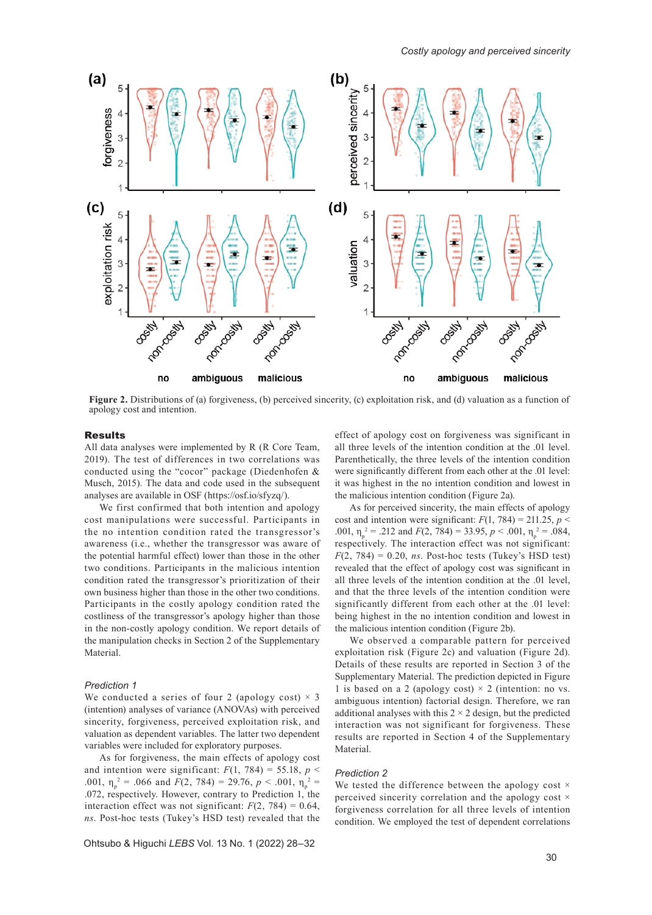Figure 2. Distributions of (a) forgiveness, (b) perceived sincerity, (c) exploitation risk, and (d) valuation as a function of apology cost and intention.

## Results

All data analyses were implemented by R (R Core Team, 2019). The test of differences in two correlations was conducted using the "cocor" package (Diedenhofen & Musch, 2015). The data and code used in the subsequent analyses are available in OSF (https://osf.io/sfyzq/).

We first confirmed that both intention and apology cost manipulations were successful. Participants in the no intention condition rated the transgressor's awareness (i.e., whether the transgressor was aware of the potential harmful effect) lower than those in the other two conditions. Participants in the malicious intention condition rated the transgressor's prioritization of their own business higher than those in the other two conditions. Participants in the costly apology condition rated the costliness of the transgressor's apology higher than those in the non-costly apology condition. We report details of the manipulation checks in Section 2 of the Supplementary Material.

### *Prediction 1*

We conducted a series of four 2 (apology cost) × 3 (intention) analyses of variance (ANOVAs) with perceived sincerity, forgiveness, perceived exploitation risk, and valuation as dependent variables. The latter two dependent variables were included for exploratory purposes.

As for forgiveness, the main effects of apology cost and intention were significant: $F(1, 784) = 55.18$, $p < .001$, $\eta_p^2 = .066$ and $F(2, 784) = 29.76$, $p < .001$, $\eta_p^2 = .072$, respectively. However, contrary to Prediction 1, the interaction effect was not significant: $F(2, 784) = 0.64$, *ns*. Post-hoc tests (Tukey's HSD test) revealed that the effect of apology cost on forgiveness was significant in all three levels of the intention condition at the .01 level. Parenthetically, the three levels of the intention condition were significantly different from each other at the .01 level: it was highest in the no intention condition and lowest in the malicious intention condition (Figure 2a).

As for perceived sincerity, the main effects of apology cost and intention were significant: $F(1, 784) = 211.25$, $p < .001$, $\eta_p^2 = .212$ and $F(2, 784) = 33.95$, $p < .001$, $\eta_p^2 = .084$, respectively. The interaction effect was not significant: $F(2, 784) = 0.20$, *ns*. Post-hoc tests (Tukey's HSD test) revealed that the effect of apology cost was significant in all three levels of the intention condition at the .01 level, and that the three levels of the intention condition were significantly different from each other at the .01 level: being highest in the no intention condition and lowest in the malicious intention condition (Figure 2b).

We observed a comparable pattern for perceived exploitation risk (Figure 2c) and valuation (Figure 2d). Details of these results are reported in Section 3 of the Supplementary Material. The prediction depicted in Figure 1 is based on a 2 (apology cost) × 2 (intention: no vs. ambiguous intention) factorial design. Therefore, we ran additional analyses with this 2 × 2 design, but the predicted interaction was not significant for forgiveness. These results are reported in Section 4 of the Supplementary Material.

### *Prediction 2*

We tested the difference between the apology cost × perceived sincerity correlation and the apology cost × forgiveness correlation for all three levels of intention condition. We employed the test of dependent correlations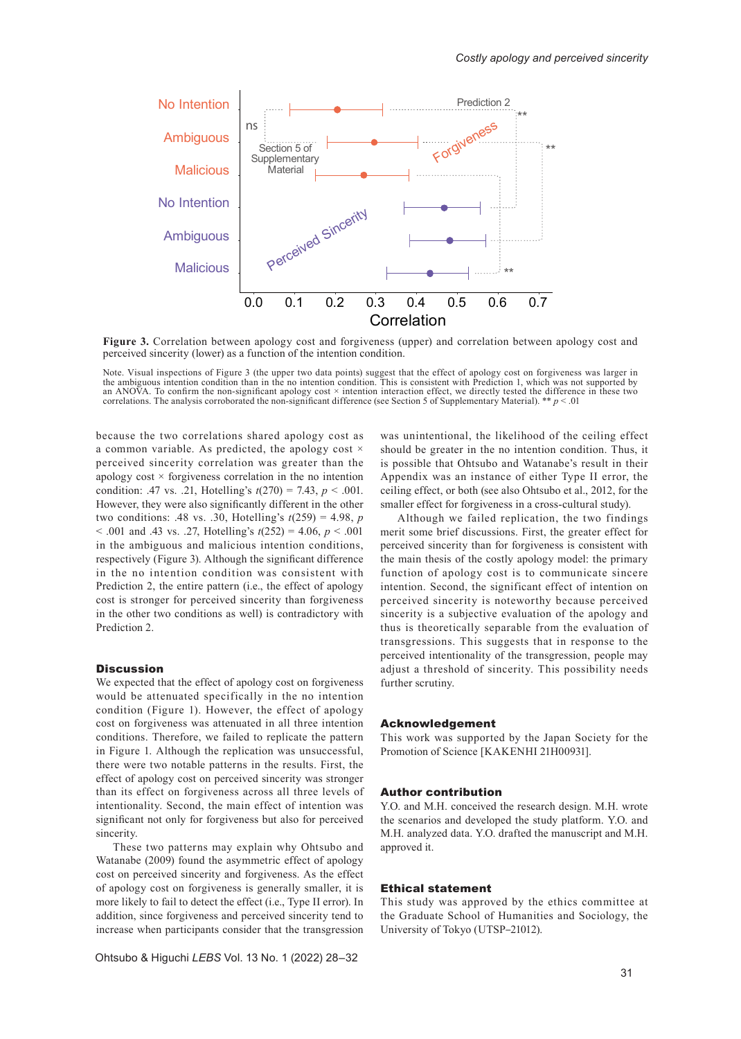**Figure 3.** Correlation between apology cost and forgiveness (upper) and correlation between apology cost and perceived sincerity (lower) as a function of the intention condition.

Note. Visual inspections of Figure 3 (the upper two data points) suggest that the effect of apology cost on forgiveness was larger in the ambiguous intention condition than in the no intention condition. This is consistent with Prediction 1, which was not supported by an ANOVA. To confirm the non-significant apology cost × intention interaction effect, we directly tested the difference in these two correlations. The analysis corroborated the non-significant difference (see Section 5 of Supplementary Material). ** $p < .01$

because the two correlations shared apology cost as a common variable. As predicted, the apology cost × perceived sincerity correlation was greater than the apology cost × forgiveness correlation in the no intention condition: .47 vs. .21, Hotelling's $t(270) = 7.43$, $p < .001$. However, they were also significantly different in the other two conditions: .48 vs. .30, Hotelling's $t(259) = 4.98$, $p < .001$ and .43 vs. .27, Hotelling's $t(252) = 4.06$, $p < .001$ in the ambiguous and malicious intention conditions, respectively (Figure 3). Although the significant difference in the no intention condition was consistent with Prediction 2, the entire pattern (i.e., the effect of apology cost is stronger for perceived sincerity than forgiveness in the other two conditions as well) is contradictory with Prediction 2.

## Discussion

We expected that the effect of apology cost on forgiveness would be attenuated specifically in the no intention condition (Figure 1). However, the effect of apology cost on forgiveness was attenuated in all three intention conditions. Therefore, we failed to replicate the pattern in Figure 1. Although the replication was unsuccessful, there were two notable patterns in the results. First, the effect of apology cost on perceived sincerity was stronger than its effect on forgiveness across all three levels of intentionality. Second, the main effect of intention was significant not only for forgiveness but also for perceived sincerity.

These two patterns may explain why Ohtsubo and Watanabe (2009) found the asymmetric effect of apology cost on perceived sincerity and forgiveness. As the effect of apology cost on forgiveness is generally smaller, it is more likely to fail to detect the effect (i.e., Type II error). In addition, since forgiveness and perceived sincerity tend to increase when participants consider that the transgression was unintentional, the likelihood of the ceiling effect should be greater in the no intention condition. Thus, it is possible that Ohtsubo and Watanabe's result in their Appendix was an instance of either Type II error, the ceiling effect, or both (see also Ohtsubo et al., 2012, for the smaller effect for forgiveness in a cross-cultural study).

Although we failed replication, the two findings merit some brief discussions. First, the greater effect for perceived sincerity than for forgiveness is consistent with the main thesis of the costly apology model: the primary function of apology cost is to communicate sincere intention. Second, the significant effect of intention on perceived sincerity is noteworthy because perceived sincerity is a subjective evaluation of the apology and thus is theoretically separable from the evaluation of transgressions. This suggests that in response to the perceived intentionality of the transgression, people may adjust a threshold of sincerity. This possibility needs further scrutiny.

## Acknowledgement

This work was supported by the Japan Society for the Promotion of Science [KAKENHI 21H00931].

## Author contribution

Y.O. and M.H. conceived the research design. M.H. wrote the scenarios and developed the study platform. Y.O. and M.H. analyzed data. Y.O. drafted the manuscript and M.H. approved it.

## Ethical statement

This study was approved by the ethics committee at the Graduate School of Humanities and Sociology, the University of Tokyo (UTSP–21012).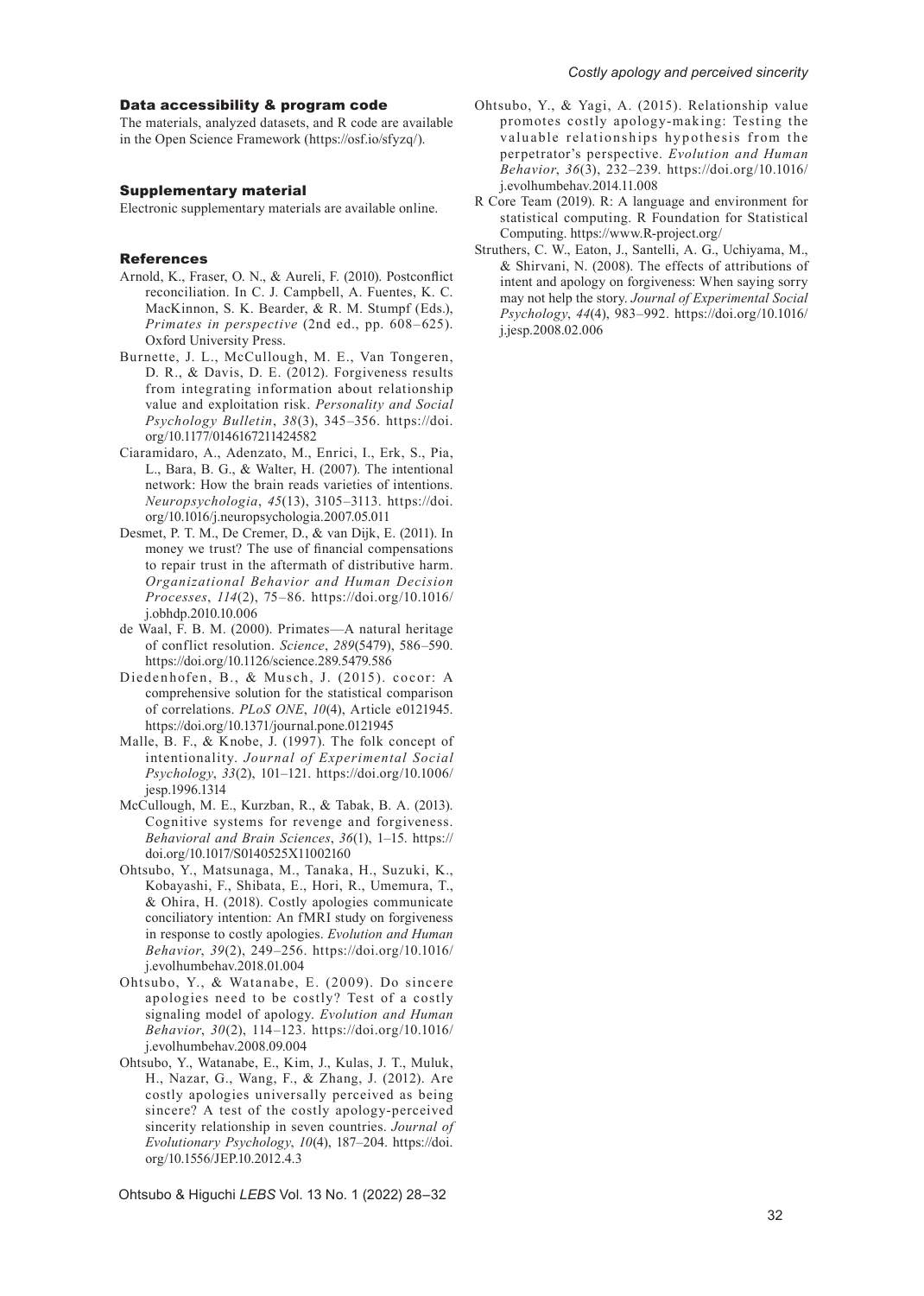## Data accessibility & program code

The materials, analyzed datasets, and R code are available in the Open Science Framework (https://osf.io/sfyzq/).

## Supplementary material

Electronic supplementary materials are available online.

## References

- Arnold, K., Fraser, O. N., & Aureli, F. (2010). Postconflict reconciliation. In C. J. Campbell, A. Fuentes, K. C. MacKinnon, S. K. Bearder, & R. M. Stumpf (Eds.), *Primates in perspective* (2nd ed., pp. 608–625). Oxford University Press.
- Burnette, J. L., McCullough, M. E., Van Tongeren, D. R., & Davis, D. E. (2012). Forgiveness results from integrating information about relationship value and exploitation risk. *Personality and Social Psychology Bulletin*, *38*(3), 345–356. https://doi.org/10.1177/0146167211424582
- Ciaramidaro, A., Adenzato, M., Enrici, I., Erk, S., Pia, L., Bara, B. G., & Walter, H. (2007). The intentional network: How the brain reads varieties of intentions. *Neuropsychologia*, *45*(13), 3105–3113. https://doi.org/10.1016/j.neuropsychologia.2007.05.011
- Desmet, P. T. M., De Cremer, D., & van Dijk, E. (2011). In money we trust? The use of financial compensations to repair trust in the aftermath of distributive harm. *Organizational Behavior and Human Decision Processes*, *114*(2), 75–86. https://doi.org/10.1016/j.obhdp.2010.10.006
- de Waal, F. B. M. (2000). Primates—A natural heritage of conflict resolution. *Science*, *289*(5479), 586–590. https://doi.org/10.1126/science.289.5479.586
- Diedenhofen, B., & Musch, J. (2015). cocor: A comprehensive solution for the statistical comparison of correlations. *PLoS ONE*, *10*(4), Article e0121945. https://doi.org/10.1371/journal.pone.0121945
- Malle, B. F., & Knobe, J. (1997). The folk concept of intentionality. *Journal of Experimental Social Psychology*, *33*(2), 101–121. https://doi.org/10.1006/jesp.1996.1314
- McCullough, M. E., Kurzban, R., & Tabak, B. A. (2013). Cognitive systems for revenge and forgiveness. *Behavioral and Brain Sciences*, *36*(1), 1–15. https://doi.org/10.1017/S0140525X11002160
- Ohtsubo, Y., Matsunaga, M., Tanaka, H., Suzuki, K., Kobayashi, F., Shibata, E., Hori, R., Umemura, T., & Ohira, H. (2018). Costly apologies communicate conciliatory intention: An fMRI study on forgiveness in response to costly apologies. *Evolution and Human Behavior*, *39*(2), 249–256. https://doi.org/10.1016/j.evolhumbehav.2018.01.004
- Ohtsubo, Y., & Watanabe, E. (2009). Do sincere apologies need to be costly? Test of a costly signaling model of apology. *Evolution and Human Behavior*, *30*(2), 114–123. https://doi.org/10.1016/j.evolhumbehav.2008.09.004
- Ohtsubo, Y., Watanabe, E., Kim, J., Kulas, J. T., Muluk, H., Nazar, G., Wang, F., & Zhang, J. (2012). Are costly apologies universally perceived as being sincere? A test of the costly apology-perceived sincerity relationship in seven countries. *Journal of Evolutionary Psychology*, *10*(4), 187–204. https://doi.org/10.1556/JEP.10.2012.4.3
- Ohtsubo, Y., & Yagi, A. (2015). Relationship value promotes costly apology-making: Testing the valuable relationships hypothesis from the perpetrator's perspective. *Evolution and Human Behavior*, *36*(3), 232–239. https://doi.org/10.1016/j.evolhumbehav.2014.11.008
- R Core Team (2019). R: A language and environment for statistical computing. R Foundation for Statistical Computing. https://www.R-project.org/
- Struthers, C. W., Eaton, J., Santelli, A. G., Uchiyama, M., & Shirvani, N. (2008). The effects of attributions of intent and apology on forgiveness: When saying sorry may not help the story. *Journal of Experimental Social Psychology*, *44*(4), 983–992. https://doi.org/10.1016/j.jesp.2008.02.006